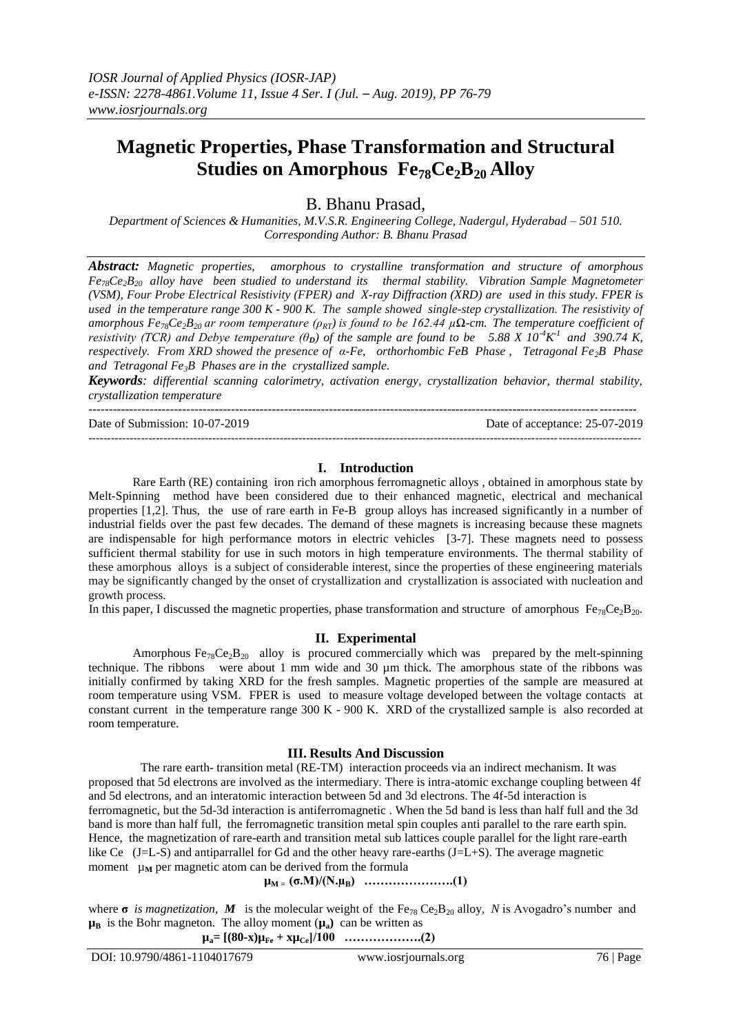# Magnetic Properties, Phase Transformation and Structural Studies on Amorphous $Fe_{78}Ce_2B_{20}$ Alloy

B. Bhanu Prasad,

*Department of Sciences & Humanities, M.V.S.R. Engineering College, Nadergul, Hyderabad – 501 510.*
*Corresponding Author: B. Bhanu Prasad*

***Abstract:*** *Magnetic properties, amorphous to crystalline transformation and structure of amorphous $Fe_{78}Ce_2B_{20}$ alloy have been studied to understand its thermal stability. Vibration Sample Magnetometer (VSM), Four Probe Electrical Resistivity (FPER) and X-ray Diffraction (XRD) are used in this study. FPER is used in the temperature range 300 K - 900 K. The sample showed single-step crystallization. The resistivity of amorphous $Fe_{78}Ce_2B_{20}$ ar room temperature ($\rho_{RT}$) is found to be 162.44 μΩ-cm. The temperature coefficient of resistivity (TCR) and Debye temperature ($\theta_D$) of the sample are found to be $5.88 \times 10^{-4} K^{-1}$ and 390.74 K, respectively. From XRD showed the presence of α-Fe, orthorhombic FeB Phase , Tetragonal $Fe_2B$ Phase and Tetragonal $Fe_3B$ Phases are in the crystallized sample.*

***Keywords****: differential scanning calorimetry, activation energy, crystallization behavior, thermal stability, crystallization temperature*

Date of Submission: 10-07-2019 Date of acceptance: 25-07-2019

## I. Introduction

Rare Earth (RE) containing iron rich amorphous ferromagnetic alloys , obtained in amorphous state by Melt-Spinning method have been considered due to their enhanced magnetic, electrical and mechanical properties [1,2]. Thus, the use of rare earth in Fe-B group alloys has increased significantly in a number of industrial fields over the past few decades. The demand of these magnets is increasing because these magnets are indispensable for high performance motors in electric vehicles [3-7]. These magnets need to possess sufficient thermal stability for use in such motors in high temperature environments. The thermal stability of these amorphous alloys is a subject of considerable interest, since the properties of these engineering materials may be significantly changed by the onset of crystallization and crystallization is associated with nucleation and growth process.

In this paper, I discussed the magnetic properties, phase transformation and structure of amorphous $Fe_{78}Ce_2B_{20}$.

## II. Experimental

Amorphous $Fe_{78}Ce_2B_{20}$ alloy is procured commercially which was prepared by the melt-spinning technique. The ribbons were about 1 mm wide and 30 μm thick. The amorphous state of the ribbons was initially confirmed by taking XRD for the fresh samples. Magnetic properties of the sample are measured at room temperature using VSM. FPER is used to measure voltage developed between the voltage contacts at constant current in the temperature range 300 K - 900 K. XRD of the crystallized sample is also recorded at room temperature.

## III. Results And Discussion

The rare earth- transition metal (RE-TM) interaction proceeds via an indirect mechanism. It was proposed that 5d electrons are involved as the intermediary. There is intra-atomic exchange coupling between 4f and 5d electrons, and an interatomic interaction between 5d and 3d electrons. The 4f-5d interaction is ferromagnetic, but the 5d-3d interaction is antiferromagnetic . When the 5d band is less than half full and the 3d band is more than half full, the ferromagnetic transition metal spin couples anti parallel to the rare earth spin. Hence, the magnetization of rare-earth and transition metal sub lattices couple parallel for the light rare-earth like Ce (J=L-S) and antiparrallel for Gd and the other heavy rare-earths (J=L+S). The average magnetic moment $\mu_M$ per magnetic atom can be derived from the formula

$$\mu_M = (\sigma.M)/(N.\mu_B) \quad \text{………………….(1)}$$

where **σ** *is magnetization,* ***M*** is the molecular weight of the $Fe_{78}Ce_2B_{20}$ alloy, *N* is Avogadro's number and $\mu_B$ is the Bohr magneton. The alloy moment ($\mu_a$) can be written as

$$\mu_a = [(80\text{-}x)\mu_{Fe} + x\mu_{Ce}]/100 \quad \text{……………….(2)}$$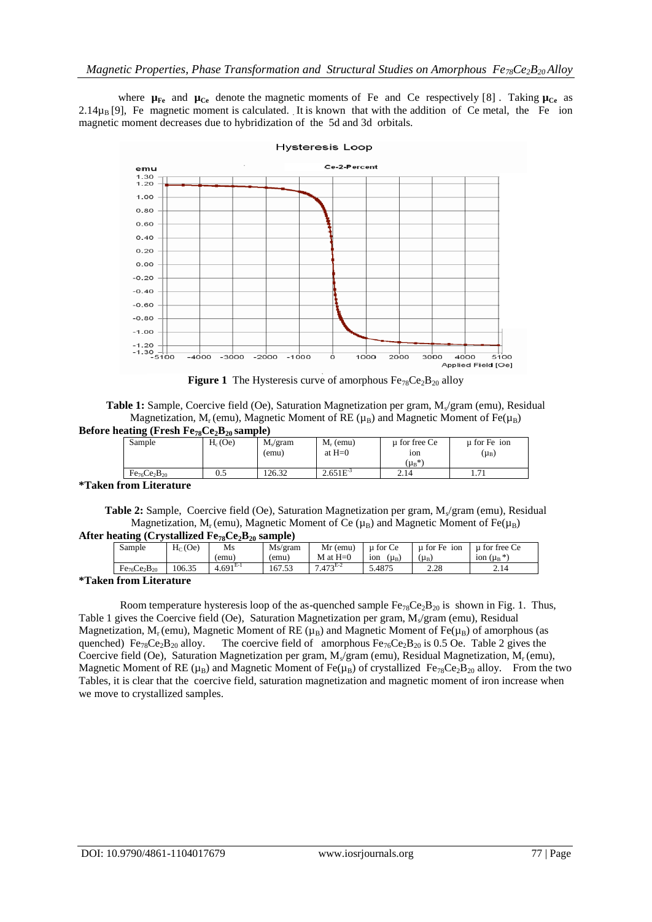where $\mu_{Fe}$ and $\mu_{Ce}$ denote the magnetic moments of Fe and Ce respectively [8]. Taking $\mu_{Ce}$ as $2.14\mu_B$ [9], Fe magnetic moment is calculated. It is known that with the addition of Ce metal, the Fe ion magnetic moment decreases due to hybridization of the 5d and 3d orbitals.

**Figure 1** The Hysteresis curve of amorphous $Fe_{78}Ce_2B_{20}$ alloy

**Table 1:** Sample, Coercive field (Oe), Saturation Magnetization per gram, $M_s$/gram (emu), Residual Magnetization, $M_r$ (emu), Magnetic Moment of RE ($\mu_B$) and Magnetic Moment of Fe($\mu_B$)

**Before heating (Fresh $Fe_{78}Ce_2B_{20}$ sample)**

| Sample | $H_c$ (Oe) | $M_s$/gram (emu) | $M_r$ (emu) at H=0 | μ for free Ce ion ($\mu_B$*) | μ for Fe ion ($\mu_B$) |
|---|---|---|---|---|---|
| $Fe_{76}Ce_2B_{20}$ | 0.5 | 126.32 | $2.651E^{-3}$ | 2.14 | 1.71 |

**\*Taken from Literature**

**Table 2:** Sample, Coercive field (Oe), Saturation Magnetization per gram, $M_s$/gram (emu), Residual Magnetization, $M_r$ (emu), Magnetic Moment of Ce ($\mu_B$) and Magnetic Moment of Fe($\mu_B$)

**After heating (Crystallized $Fe_{78}Ce_2B_{20}$ sample)**

| Sample | $H_C$ (Oe) | Ms (emu) | Ms/gram (emu) | Mr (emu) M at H=0 | μ for Ce ion ($\mu_B$) | μ for Fe ion ($\mu_B$) | μ for free Ce ion ($\mu_B$ *) |
|---|---|---|---|---|---|---|---|
| $Fe_{76}Ce_2B_{20}$ | 106.35 | $4.691^{E-1}$ | 167.53 | $7.473^{E-2}$ | 5.4875 | 2.28 | 2.14 |

**\*Taken from Literature**

Room temperature hysteresis loop of the as-quenched sample $Fe_{78}Ce_2B_{20}$ is shown in Fig. 1. Thus, Table 1 gives the Coercive field (Oe), Saturation Magnetization per gram, $M_s$/gram (emu), Residual Magnetization, $M_r$ (emu), Magnetic Moment of RE ($\mu_B$) and Magnetic Moment of Fe($\mu_B$) of amorphous (as quenched) $Fe_{78}Ce_2B_{20}$ alloy. The coercive field of amorphous $Fe_{76}Ce_2B_{20}$ is 0.5 Oe. Table 2 gives the Coercive field (Oe), Saturation Magnetization per gram, $M_s$/gram (emu), Residual Magnetization, $M_r$ (emu), Magnetic Moment of RE ($\mu_B$) and Magnetic Moment of Fe($\mu_B$) of crystallized $Fe_{78}Ce_2B_{20}$ alloy. From the two Tables, it is clear that the coercive field, saturation magnetization and magnetic moment of iron increase when we move to crystallized samples.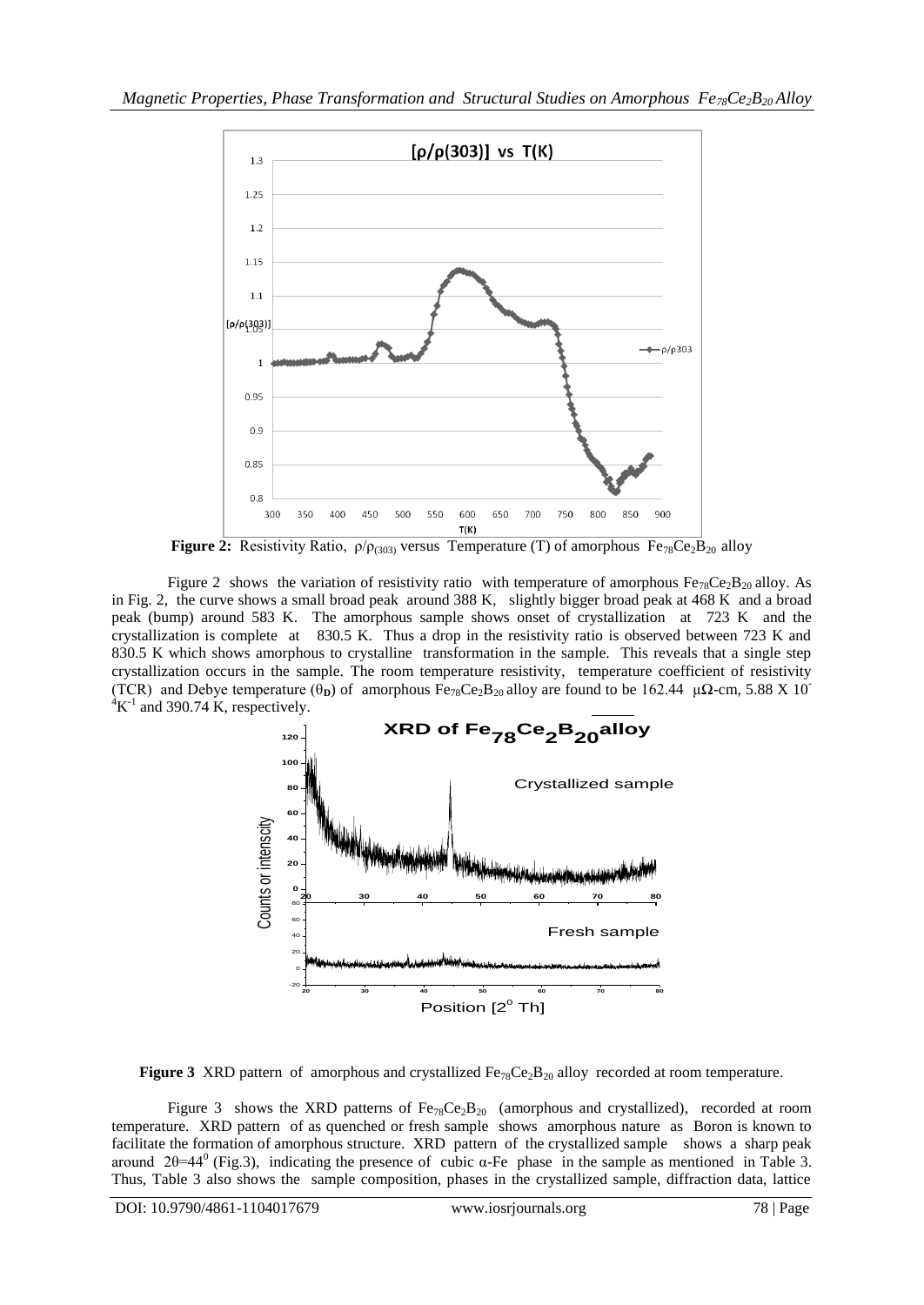**Figure 2:** Resistivity Ratio, $\rho/\rho_{(303)}$ versus Temperature (T) of amorphous $Fe_{78}Ce_2B_{20}$ alloy

Figure 2 shows the variation of resistivity ratio with temperature of amorphous $Fe_{78}Ce_2B_{20}$ alloy. As in Fig. 2, the curve shows a small broad peak around 388 K, slightly bigger broad peak at 468 K and a broad peak (bump) around 583 K. The amorphous sample shows onset of crystallization at 723 K and the crystallization is complete at 830.5 K. Thus a drop in the resistivity ratio is observed between 723 K and 830.5 K which shows amorphous to crystalline transformation in the sample. This reveals that a single step crystallization occurs in the sample. The room temperature resistivity, temperature coefficient of resistivity (TCR) and Debye temperature ($\theta_D$) of amorphous $Fe_{78}Ce_2B_{20}$ alloy are found to be 162.44 μΩ-cm, 5.88 X $10^{-4}K^{-1}$ and 390.74 K, respectively.

**Figure 3** XRD pattern of amorphous and crystallized $Fe_{78}Ce_2B_{20}$ alloy recorded at room temperature.

Figure 3 shows the XRD patterns of $Fe_{78}Ce_2B_{20}$ (amorphous and crystallized), recorded at room temperature. XRD pattern of as quenched or fresh sample shows amorphous nature as Boron is known to facilitate the formation of amorphous structure. XRD pattern of the crystallized sample shows a sharp peak around $2\theta=44^0$ (Fig.3), indicating the presence of cubic α-Fe phase in the sample as mentioned in Table 3. Thus, Table 3 also shows the sample composition, phases in the crystallized sample, diffraction data, lattice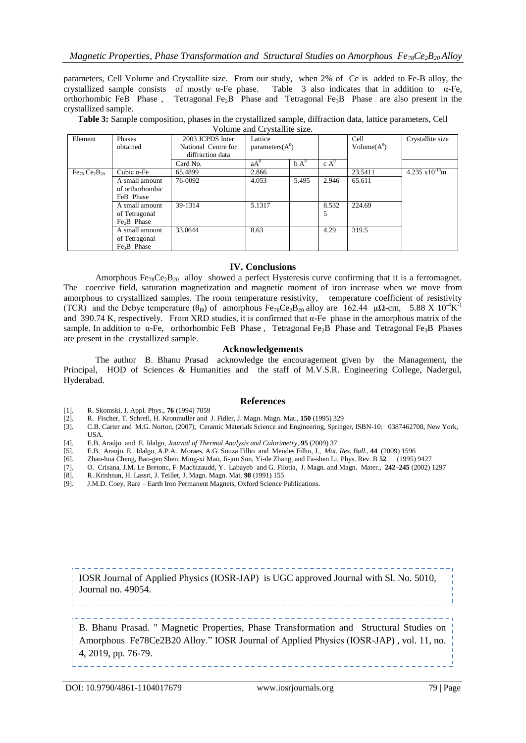parameters, Cell Volume and Crystallite size. From our study, when 2% of Ce is added to Fe-B alloy, the crystallized sample consists of mostly α-Fe phase. Table 3 also indicates that in addition to α-Fe, orthorhombic FeB Phase, Tetragonal $Fe_2B$ Phase and Tetragonal $Fe_3B$ Phase are also present in the crystallized sample.

**Table 3:** Sample composition, phases in the crystallized sample, diffraction data, lattice parameters, Cell Volume and Crystallite size.

| Element | Phases obtained | 2003 JCPDS Inter National Centre for diffraction data | Lattice parameters($A^0$) | | | Cell Volume($A^0$) | Crystallite size |
|---|---|---|---|---|---|---|---|
| | | Card No. | $aA^0$ | $b A^0$ | $c A^0$ | | |
| $Fe_{78}Ce_2B_{20}$ | Cubic α-Fe | 65.4899 | 2.866 | | | 23.5411 | $4.235 \times 10^{-10}$m |
| | A small amount of orthorhombic FeB Phase | 76-0092 | 4.053 | 5.495 | 2.946 | 65.611 | |
| | A small amount of Tetragonal $Fe_2B$ Phase | 39-1314 | 5.1317 | | 8.5325 | 224.69 | |
| | A small amount of Tetragonal $Fe_3B$ Phase | 33.0644 | 8.63 | | 4.29 | 319.5 | |

## IV. Conclusions

Amorphous $Fe_{78}Ce_2B_{20}$ alloy showed a perfect Hysteresis curve confirming that it is a ferromagnet. The coercive field, saturation magnetization and magnetic moment of iron increase when we move from amorphous to crystallized samples. The room temperature resistivity, temperature coefficient of resistivity (TCR) and the Debye temperature ($\theta_D$) of amorphous $Fe_{78}Ce_2B_{20}$ alloy are 162.44 μΩ-cm, $5.88 \times 10^{-4}K^{-1}$ and 390.74 K, respectively. From XRD studies, it is confirmed that α-Fe phase in the amorphous matrix of the sample. In addition to α-Fe, orthorhombic FeB Phase, Tetragonal $Fe_2B$ Phase and Tetragonal $Fe_3B$ Phases are present in the crystallized sample.

## Acknowledgements

The author B. Bhanu Prasad acknowledge the encouragement given by the Management, the Principal, HOD of Sciences & Humanities and the staff of M.V.S.R. Engineering College, Nadergul, Hyderabad.

## References

[1]. R. Skomski, J. Appl. Phys., **76** (1994) 7059
[2]. R. Fischer, T. Schrefl, H. Kronmuller and J. Fidler, J. Magn. Magn. Mat., **150** (1995) 329
[3]. C.B. Carter and M.G. Norton, (2007), Ceramic Materials Science and Engineering, Springer, ISBN-10: 0387462708, New York, USA.
[4]. E.B. Araújo and E. Idalgo, *Journal of Thermal Analysis and Calorimetry*, **95** (2009) 37
[5]. E.B. Araujo, E. Idalgo, A.P.A. Moraes, A.G. Souza Filho and Mendes Filho, J., *Mat. Res. Bull.*, **44** (2009) 1596
[6]. Zhao-hua Cheng, Bao-gen Shen, Ming-xi Mao, Ji-jun Sun, Yi-de Zhang, and Fa-shen Li, Phys. Rev. B **52** (1995) 9427
[7]. O. Crisana, J.M. Le Bretonc, F. Machizaudd, Y. Labayeb and G. Filotia, J. Magn. and Magn. Mater., **242–245** (2002) 1297
[8]. R. Krishnan, H. Lassri, J. Teillet, J. Magn. Magn. Mat. **98** (1991) 155
[9]. J.M.D. Coey, Rare – Earth Iron Permanent Magnets, Oxford Science Publications.

IOSR Journal of Applied Physics (IOSR-JAP) is UGC approved Journal with Sl. No. 5010, Journal no. 49054.

B. Bhanu Prasad. " Magnetic Properties, Phase Transformation and Structural Studies on Amorphous Fe78Ce2B20 Alloy." IOSR Journal of Applied Physics (IOSR-JAP), vol. 11, no. 4, 2019, pp. 76-79.